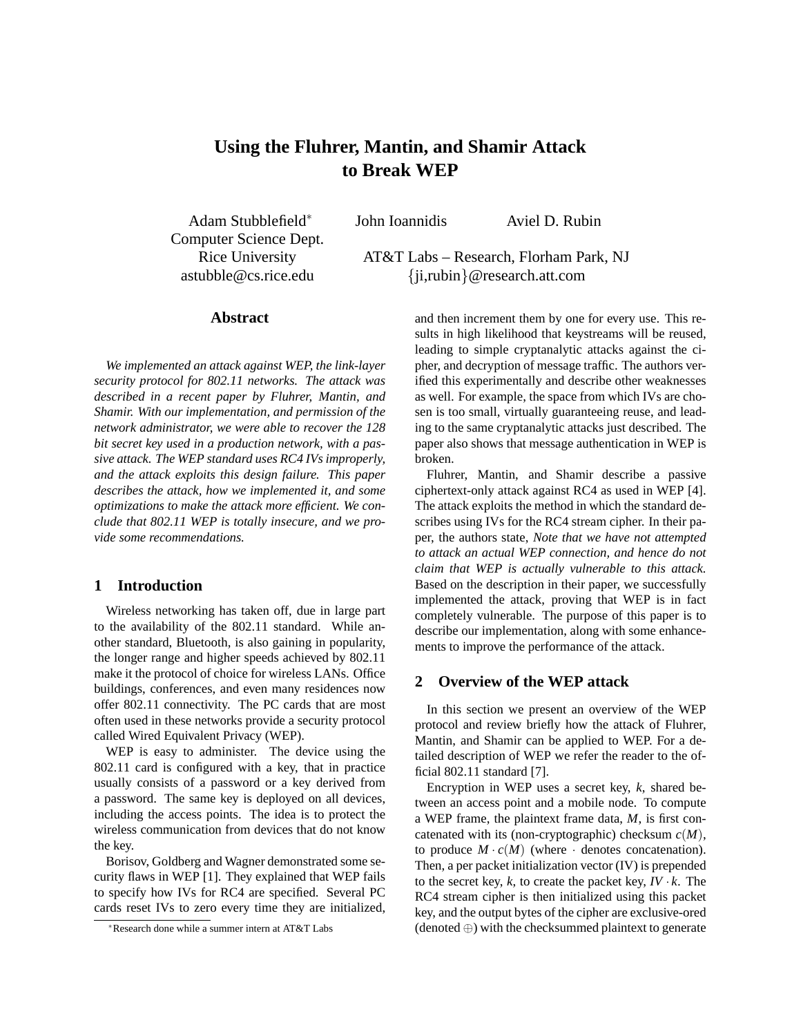# Using the Fluhrer, Mantin, and Shamir Attack to Break WEP

Adam Stubblefield[*]
Computer Science Dept.
Rice University
astubble@cs.rice.edu

John Ioannidis  Aviel D. Rubin
AT&T Labs – Research, Florham Park, NJ
{ji,rubin}@research.att.com

## Abstract

*We implemented an attack against WEP, the link-layer security protocol for 802.11 networks. The attack was described in a recent paper by Fluhrer, Mantin, and Shamir. With our implementation, and permission of the network administrator, we were able to recover the 128 bit secret key used in a production network, with a passive attack. The WEP standard uses RC4 IVs improperly, and the attack exploits this design failure. This paper describes the attack, how we implemented it, and some optimizations to make the attack more efficient. We conclude that 802.11 WEP is totally insecure, and we provide some recommendations.*

## 1 Introduction

Wireless networking has taken off, due in large part to the availability of the 802.11 standard. While another standard, Bluetooth, is also gaining in popularity, the longer range and higher speeds achieved by 802.11 make it the protocol of choice for wireless LANs. Office buildings, conferences, and even many residences now offer 802.11 connectivity. The PC cards that are most often used in these networks provide a security protocol called Wired Equivalent Privacy (WEP).

WEP is easy to administer. The device using the 802.11 card is configured with a key, that in practice usually consists of a password or a key derived from a password. The same key is deployed on all devices, including the access points. The idea is to protect the wireless communication from devices that do not know the key.

Borisov, Goldberg and Wagner demonstrated some security flaws in WEP [1]. They explained that WEP fails to specify how IVs for RC4 are specified. Several PC cards reset IVs to zero every time they are initialized, and then increment them by one for every use. This results in high likelihood that keystreams will be reused, leading to simple cryptanalytic attacks against the cipher, and decryption of message traffic. The authors verified this experimentally and describe other weaknesses as well. For example, the space from which IVs are chosen is too small, virtually guaranteeing reuse, and leading to the same cryptanalytic attacks just described. The paper also shows that message authentication in WEP is broken.

Fluhrer, Mantin, and Shamir describe a passive ciphertext-only attack against RC4 as used in WEP [4]. The attack exploits the method in which the standard describes using IVs for the RC4 stream cipher. In their paper, the authors state, *Note that we have not attempted to attack an actual WEP connection, and hence do not claim that WEP is actually vulnerable to this attack.* Based on the description in their paper, we successfully implemented the attack, proving that WEP is in fact completely vulnerable. The purpose of this paper is to describe our implementation, along with some enhancements to improve the performance of the attack.

## 2 Overview of the WEP attack

In this section we present an overview of the WEP protocol and review briefly how the attack of Fluhrer, Mantin, and Shamir can be applied to WEP. For a detailed description of WEP we refer the reader to the official 802.11 standard [7].

Encryption in WEP uses a secret key, $k$, shared between an access point and a mobile node. To compute a WEP frame, the plaintext frame data, $M$, is first concatenated with its (non-cryptographic) checksum $c(M)$, to produce $M \cdot c(M)$ (where $\cdot$ denotes concatenation). Then, a per packet initialization vector (IV) is prepended to the secret key, $k$, to create the packet key, $IV \cdot k$. The RC4 stream cipher is then initialized using this packet key, and the output bytes of the cipher are exclusive-ored (denoted $\oplus$) with the checksummed plaintext to generate

[*] Research done while a summer intern at AT&T Labs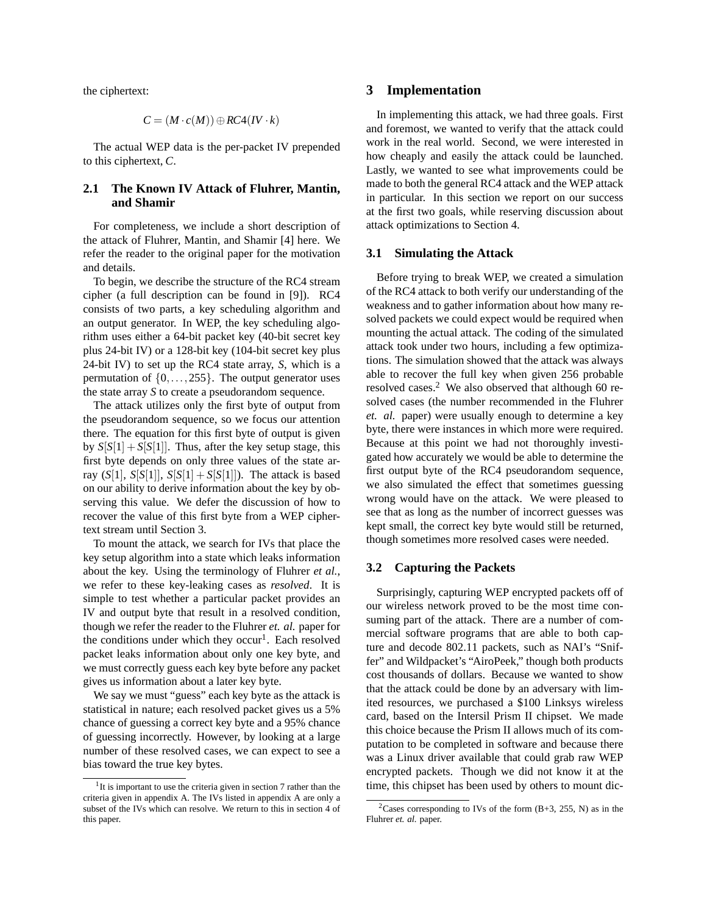the ciphertext:

$$C = (M \cdot c(M)) \oplus RC4(IV \cdot k)$$

The actual WEP data is the per-packet IV prepended to this ciphertext, $C$.

### 2.1 The Known IV Attack of Fluhrer, Mantin, and Shamir

For completeness, we include a short description of the attack of Fluhrer, Mantin, and Shamir [4] here. We refer the reader to the original paper for the motivation and details.

To begin, we describe the structure of the RC4 stream cipher (a full description can be found in [9]). RC4 consists of two parts, a key scheduling algorithm and an output generator. In WEP, the key scheduling algorithm uses either a 64-bit packet key (40-bit secret key plus 24-bit IV) or a 128-bit key (104-bit secret key plus 24-bit IV) to set up the RC4 state array, $S$, which is a permutation of $\{0,\ldots,255\}$. The output generator uses the state array $S$ to create a pseudorandom sequence.

The attack utilizes only the first byte of output from the pseudorandom sequence, so we focus our attention there. The equation for this first byte of output is given by $S[S[1]+S[S[1]]$. Thus, after the key setup stage, this first byte depends on only three values of the state array ($S[1]$, $S[S[1]]$, $S[S[1]+S[S[1]]]$). The attack is based on our ability to derive information about the key by observing this value. We defer the discussion of how to recover the value of this first byte from a WEP ciphertext stream until Section 3.

To mount the attack, we search for IVs that place the key setup algorithm into a state which leaks information about the key. Using the terminology of Fluhrer *et al.*, we refer to these key-leaking cases as *resolved*. It is simple to test whether a particular packet provides an IV and output byte that result in a resolved condition, though we refer the reader to the Fluhrer *et. al.* paper for the conditions under which they occur[1]. Each resolved packet leaks information about only one key byte, and we must correctly guess each key byte before any packet gives us information about a later key byte.

We say we must "guess" each key byte as the attack is statistical in nature; each resolved packet gives us a 5% chance of guessing a correct key byte and a 95% chance of guessing incorrectly. However, by looking at a large number of these resolved cases, we can expect to see a bias toward the true key bytes.

[1] It is important to use the criteria given in section 7 rather than the criteria given in appendix A. The IVs listed in appendix A are only a subset of the IVs which can resolve. We return to this in section 4 of this paper.

## 3 Implementation

In implementing this attack, we had three goals. First and foremost, we wanted to verify that the attack could work in the real world. Second, we were interested in how cheaply and easily the attack could be launched. Lastly, we wanted to see what improvements could be made to both the general RC4 attack and the WEP attack in particular. In this section we report on our success at the first two goals, while reserving discussion about attack optimizations to Section 4.

### 3.1 Simulating the Attack

Before trying to break WEP, we created a simulation of the RC4 attack to both verify our understanding of the weakness and to gather information about how many resolved packets we could expect would be required when mounting the actual attack. The coding of the simulated attack took under two hours, including a few optimizations. The simulation showed that the attack was always able to recover the full key when given 256 probable resolved cases.[2] We also observed that although 60 resolved cases (the number recommended in the Fluhrer *et. al.* paper) were usually enough to determine a key byte, there were instances in which more were required. Because at this point we had not thoroughly investigated how accurately we would be able to determine the first output byte of the RC4 pseudorandom sequence, we also simulated the effect that sometimes guessing wrong would have on the attack. We were pleased to see that as long as the number of incorrect guesses was kept small, the correct key byte would still be returned, though sometimes more resolved cases were needed.

### 3.2 Capturing the Packets

Surprisingly, capturing WEP encrypted packets off of our wireless network proved to be the most time consuming part of the attack. There are a number of commercial software programs that are able to both capture and decode 802.11 packets, such as NAI's "Sniffer" and Wildpacket's "AiroPeek," though both products cost thousands of dollars. Because we wanted to show that the attack could be done by an adversary with limited resources, we purchased a $100 Linksys wireless card, based on the Intersil Prism II chipset. We made this choice because the Prism II allows much of its computation to be completed in software and because there was a Linux driver available that could grab raw WEP encrypted packets. Though we did not know it at the time, this chipset has been used by others to mount dic-

[2] Cases corresponding to IVs of the form (B+3, 255, N) as in the Fluhrer *et. al.* paper.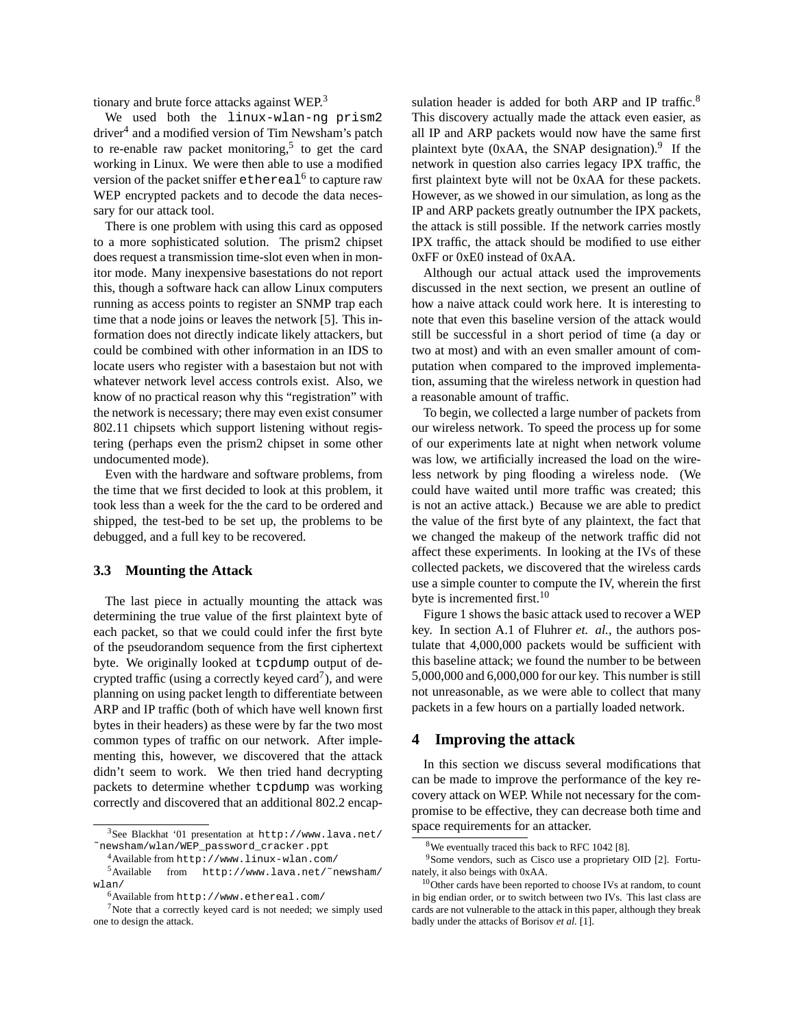tionary and brute force attacks against WEP.[3]

We used both the `linux-wlan-ng prism2` driver[4] and a modified version of Tim Newsham's patch to re-enable raw packet monitoring,[5] to get the card working in Linux. We were then able to use a modified version of the packet sniffer `ethereal`[6] to capture raw WEP encrypted packets and to decode the data necessary for our attack tool.

There is one problem with using this card as opposed to a more sophisticated solution. The prism2 chipset does request a transmission time-slot even when in monitor mode. Many inexpensive basestations do not report this, though a software hack can allow Linux computers running as access points to register an SNMP trap each time that a node joins or leaves the network [5]. This information does not directly indicate likely attackers, but could be combined with other information in an IDS to locate users who register with a basestaion but not with whatever network level access controls exist. Also, we know of no practical reason why this "registration" with the network is necessary; there may even exist consumer 802.11 chipsets which support listening without registering (perhaps even the prism2 chipset in some other undocumented mode).

Even with the hardware and software problems, from the time that we first decided to look at this problem, it took less than a week for the the card to be ordered and shipped, the test-bed to be set up, the problems to be debugged, and a full key to be recovered.

### 3.3 Mounting the Attack

The last piece in actually mounting the attack was determining the true value of the first plaintext byte of each packet, so that we could could infer the first byte of the pseudorandom sequence from the first ciphertext byte. We originally looked at `tcpdump` output of decrypted traffic (using a correctly keyed card[7]), and were planning on using packet length to differentiate between ARP and IP traffic (both of which have well known first bytes in their headers) as these were by far the two most common types of traffic on our network. After implementing this, however, we discovered that the attack didn't seem to work. We then tried hand decrypting packets to determine whether `tcpdump` was working correctly and discovered that an additional 802.2 encapsulation header is added for both ARP and IP traffic.[8] This discovery actually made the attack even easier, as all IP and ARP packets would now have the same first plaintext byte (0xAA, the SNAP designation).[9] If the network in question also carries legacy IPX traffic, the first plaintext byte will not be 0xAA for these packets. However, as we showed in our simulation, as long as the IP and ARP packets greatly outnumber the IPX packets, the attack is still possible. If the network carries mostly IPX traffic, the attack should be modified to use either 0xFF or 0xE0 instead of 0xAA.

Although our actual attack used the improvements discussed in the next section, we present an outline of how a naive attack could work here. It is interesting to note that even this baseline version of the attack would still be successful in a short period of time (a day or two at most) and with an even smaller amount of computation when compared to the improved implementation, assuming that the wireless network in question had a reasonable amount of traffic.

To begin, we collected a large number of packets from our wireless network. To speed the process up for some of our experiments late at night when network volume was low, we artificially increased the load on the wireless network by ping flooding a wireless node. (We could have waited until more traffic was created; this is not an active attack.) Because we are able to predict the value of the first byte of any plaintext, the fact that we changed the makeup of the network traffic did not affect these experiments. In looking at the IVs of these collected packets, we discovered that the wireless cards use a simple counter to compute the IV, wherein the first byte is incremented first.[10]

Figure 1 shows the basic attack used to recover a WEP key. In section A.1 of Fluhrer *et. al.*, the authors postulate that 4,000,000 packets would be sufficient with this baseline attack; we found the number to be between 5,000,000 and 6,000,000 for our key. This number is still not unreasonable, as we were able to collect that many packets in a few hours on a partially loaded network.

## 4 Improving the attack

In this section we discuss several modifications that can be made to improve the performance of the key recovery attack on WEP. While not necessary for the compromise to be effective, they can decrease both time and space requirements for an attacker.

---

[3] See Blackhat '01 presentation at `http://www.lava.net/~newsham/wlan/WEP_password_cracker.ppt`

[4] Available from `http://www.linux-wlan.com/`

[5] Available from `http://www.lava.net/~newsham/wlan/`

[6] Available from `http://www.ethereal.com/`

[7] Note that a correctly keyed card is not needed; we simply used one to design the attack.

[8] We eventually traced this back to RFC 1042 [8].

[9] Some vendors, such as Cisco use a proprietary OID [2]. Fortunately, it also beings with 0xAA.

[10] Other cards have been reported to choose IVs at random, to count in big endian order, or to switch between two IVs. This last class are cards are not vulnerable to the attack in this paper, although they break badly under the attacks of Borisov *et al.* [1].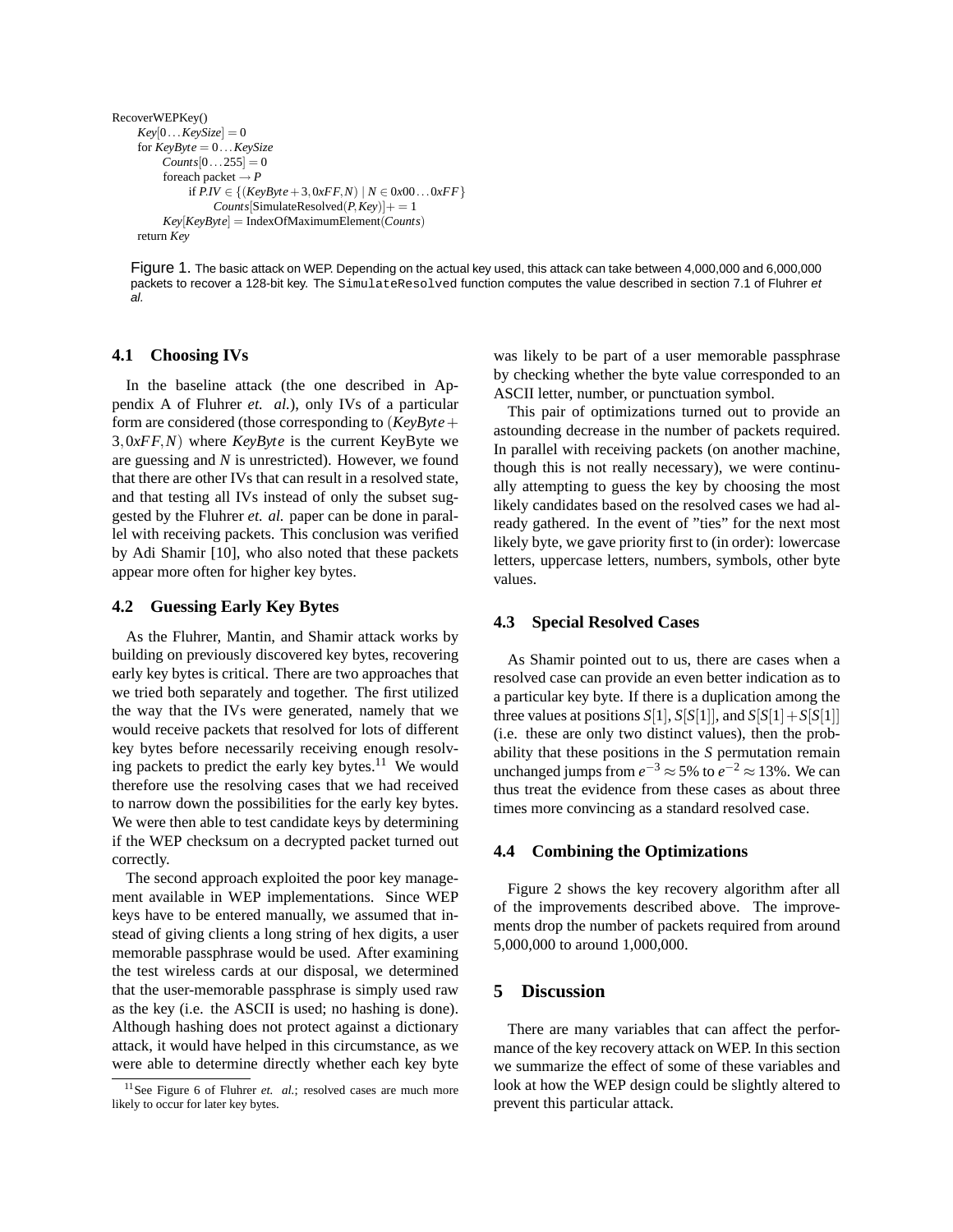```
RecoverWEPKey()
    Key[0...KeySize] = 0
    for KeyByte = 0...KeySize
        Counts[0...255] = 0
        foreach packet → P
            if P.IV ∈ {(KeyByte + 3, 0xFF, N) | N ∈ 0x00...0xFF}
                Counts[SimulateResolved(P, Key)] += 1
        Key[KeyByte] = IndexOfMaximumElement(Counts)
    return Key
```

Figure 1. The basic attack on WEP. Depending on the actual key used, this attack can take between 4,000,000 and 6,000,000 packets to recover a 128-bit key. The `SimulateResolved` function computes the value described in section 7.1 of Fluhrer *et al.*

### 4.1 Choosing IVs

In the baseline attack (the one described in Appendix A of Fluhrer *et. al.*), only IVs of a particular form are considered (those corresponding to $(KeyByte + 3, 0xFF, N)$ where $KeyByte$ is the current KeyByte we are guessing and $N$ is unrestricted). However, we found that there are other IVs that can result in a resolved state, and that testing all IVs instead of only the subset suggested by the Fluhrer *et. al.* paper can be done in parallel with receiving packets. This conclusion was verified by Adi Shamir [10], who also noted that these packets appear more often for higher key bytes.

### 4.2 Guessing Early Key Bytes

As the Fluhrer, Mantin, and Shamir attack works by building on previously discovered key bytes, recovering early key bytes is critical. There are two approaches that we tried both separately and together. The first utilized the way that the IVs were generated, namely that we would receive packets that resolved for lots of different key bytes before necessarily receiving enough resolving packets to predict the early key bytes.[11] We would therefore use the resolving cases that we had received to narrow down the possibilities for the early key bytes. We were then able to test candidate keys by determining if the WEP checksum on a decrypted packet turned out correctly.

The second approach exploited the poor key management available in WEP implementations. Since WEP keys have to be entered manually, we assumed that instead of giving clients a long string of hex digits, a user memorable passphrase would be used. After examining the test wireless cards at our disposal, we determined that the user-memorable passphrase is simply used raw as the key (i.e. the ASCII is used; no hashing is done). Although hashing does not protect against a dictionary attack, it would have helped in this circumstance, as we were able to determine directly whether each key byte was likely to be part of a user memorable passphrase by checking whether the byte value corresponded to an ASCII letter, number, or punctuation symbol.

This pair of optimizations turned out to provide an astounding decrease in the number of packets required. In parallel with receiving packets (on another machine, though this is not really necessary), we were continually attempting to guess the key by choosing the most likely candidates based on the resolved cases we had already gathered. In the event of "ties" for the next most likely byte, we gave priority first to (in order): lowercase letters, uppercase letters, numbers, symbols, other byte values.

### 4.3 Special Resolved Cases

As Shamir pointed out to us, there are cases when a resolved case can provide an even better indication as to a particular key byte. If there is a duplication among the three values at positions $S[1]$, $S[S[1]]$, and $S[1]+S[S[1]]$ (i.e. these are only two distinct values), then the probability that these positions in the $S$ permutation remain unchanged jumps from $e^{-3} \approx 5\%$ to $e^{-2} \approx 13\%$. We can thus treat the evidence from these cases as about three times more convincing as a standard resolved case.

### 4.4 Combining the Optimizations

Figure 2 shows the key recovery algorithm after all of the improvements described above. The improvements drop the number of packets required from around 5,000,000 to around 1,000,000.

## 5 Discussion

There are many variables that can affect the performance of the key recovery attack on WEP. In this section we summarize the effect of some of these variables and look at how the WEP design could be slightly altered to prevent this particular attack.

[11] See Figure 6 of Fluhrer *et. al.*; resolved cases are much more likely to occur for later key bytes.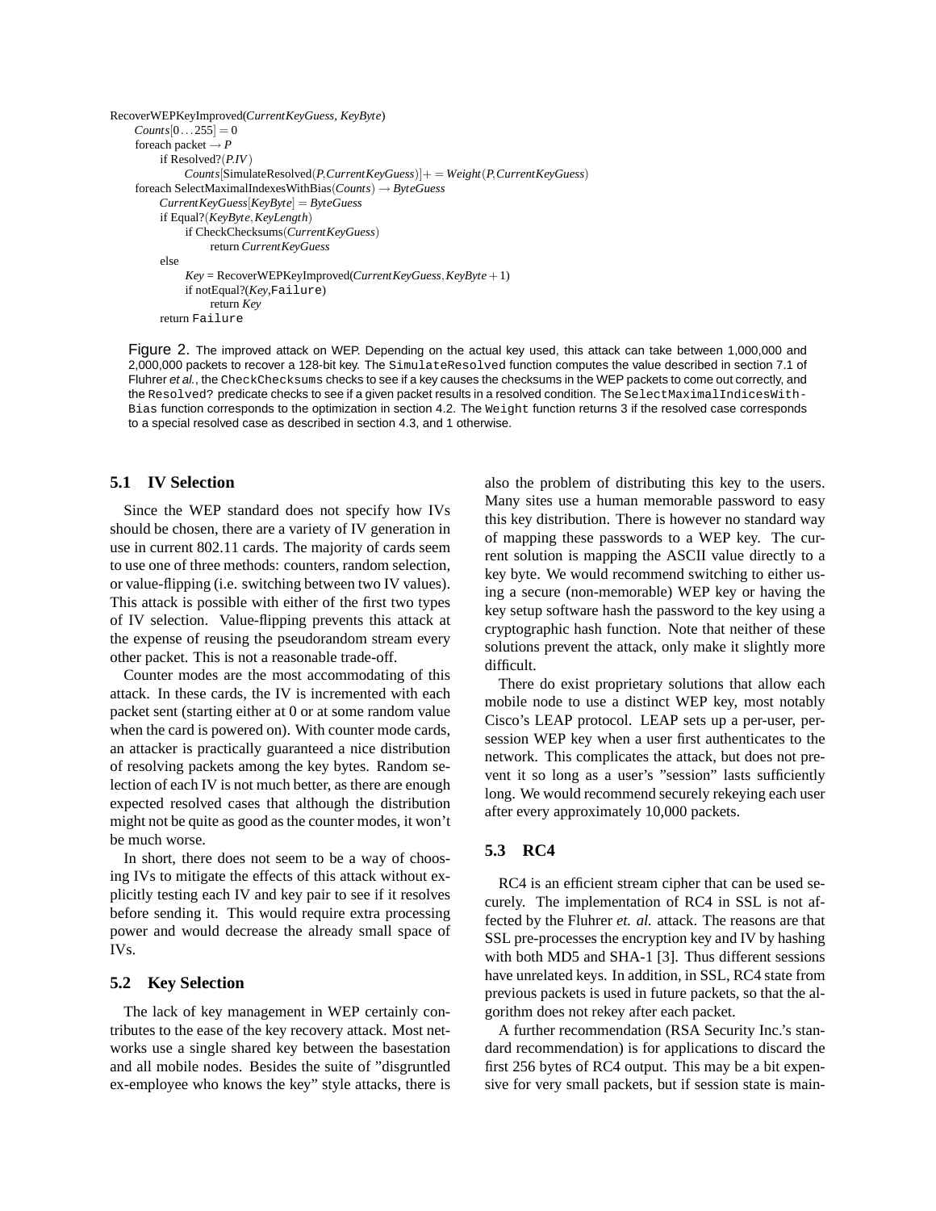```
RecoverWEPKeyImproved(CurrentKeyGuess, KeyByte)
    Counts[0...255] = 0
    foreach packet → P
        if Resolved?(P.IV)
            Counts[SimulateResolved(P,CurrentKeyGuess)] += Weight(P,CurrentKeyGuess)
    foreach SelectMaximalIndexesWithBias(Counts) → ByteGuess
        CurrentKeyGuess[KeyByte] = ByteGuess
        if Equal?(KeyByte,KeyLength)
            if CheckChecksums(CurrentKeyGuess)
                return CurrentKeyGuess
        else
            Key = RecoverWEPKeyImproved(CurrentKeyGuess,KeyByte + 1)
            if notEqual?(Key,Failure)
                return Key
        return Failure
```

Figure 2. The improved attack on WEP. Depending on the actual key used, this attack can take between 1,000,000 and 2,000,000 packets to recover a 128-bit key. The `SimulateResolved` function computes the value described in section 7.1 of Fluhrer *et al.*, the `CheckChecksums` checks to see if a key causes the checksums in the WEP packets to come out correctly, and the `Resolved?` predicate checks to see if a given packet results in a resolved condition. The `SelectMaximalIndicesWith-Bias` function corresponds to the optimization in section 4.2. The `Weight` function returns 3 if the resolved case corresponds to a special resolved case as described in section 4.3, and 1 otherwise.

### 5.1 IV Selection

Since the WEP standard does not specify how IVs should be chosen, there are a variety of IV generation in use in current 802.11 cards. The majority of cards seem to use one of three methods: counters, random selection, or value-flipping (i.e. switching between two IV values). This attack is possible with either of the first two types of IV selection. Value-flipping prevents this attack at the expense of reusing the pseudorandom stream every other packet. This is not a reasonable trade-off.

Counter modes are the most accommodating of this attack. In these cards, the IV is incremented with each packet sent (starting either at 0 or at some random value when the card is powered on). With counter mode cards, an attacker is practically guaranteed a nice distribution of resolving packets among the key bytes. Random selection of each IV is not much better, as there are enough expected resolved cases that although the distribution might not be quite as good as the counter modes, it won't be much worse.

In short, there does not seem to be a way of choosing IVs to mitigate the effects of this attack without explicitly testing each IV and key pair to see if it resolves before sending it. This would require extra processing power and would decrease the already small space of IVs.

### 5.2 Key Selection

The lack of key management in WEP certainly contributes to the ease of the key recovery attack. Most networks use a single shared key between the basestation and all mobile nodes. Besides the suite of "disgruntled ex-employee who knows the key" style attacks, there is also the problem of distributing this key to the users. Many sites use a human memorable password to easy this key distribution. There is however no standard way of mapping these passwords to a WEP key. The current solution is mapping the ASCII value directly to a key byte. We would recommend switching to either using a secure (non-memorable) WEP key or having the key setup software hash the password to the key using a cryptographic hash function. Note that neither of these solutions prevent the attack, only make it slightly more difficult.

There do exist proprietary solutions that allow each mobile node to use a distinct WEP key, most notably Cisco's LEAP protocol. LEAP sets up a per-user, per-session WEP key when a user first authenticates to the network. This complicates the attack, but does not prevent it so long as a user's "session" lasts sufficiently long. We would recommend securely rekeying each user after every approximately 10,000 packets.

### 5.3 RC4

RC4 is an efficient stream cipher that can be used securely. The implementation of RC4 in SSL is not affected by the Fluhrer *et. al.* attack. The reasons are that SSL pre-processes the encryption key and IV by hashing with both MD5 and SHA-1 [3]. Thus different sessions have unrelated keys. In addition, in SSL, RC4 state from previous packets is used in future packets, so that the algorithm does not rekey after each packet.

A further recommendation (RSA Security Inc.'s standard recommendation) is for applications to discard the first 256 bytes of RC4 output. This may be a bit expensive for very small packets, but if session state is main-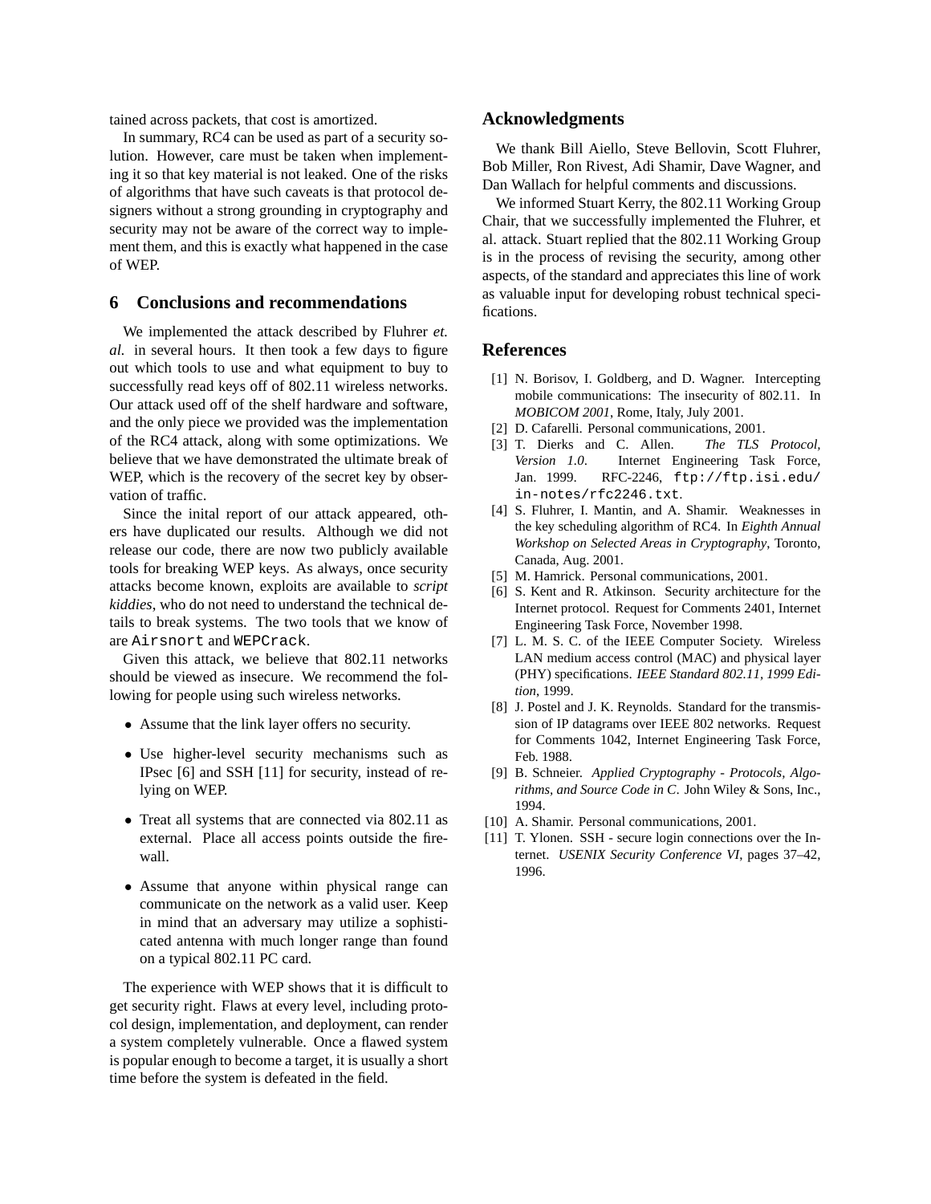tained across packets, that cost is amortized.

In summary, RC4 can be used as part of a security solution. However, care must be taken when implementing it so that key material is not leaked. One of the risks of algorithms that have such caveats is that protocol designers without a strong grounding in cryptography and security may not be aware of the correct way to implement them, and this is exactly what happened in the case of WEP.

## 6 Conclusions and recommendations

We implemented the attack described by Fluhrer *et. al.* in several hours. It then took a few days to figure out which tools to use and what equipment to buy to successfully read keys off of 802.11 wireless networks. Our attack used off of the shelf hardware and software, and the only piece we provided was the implementation of the RC4 attack, along with some optimizations. We believe that we have demonstrated the ultimate break of WEP, which is the recovery of the secret key by observation of traffic.

Since the inital report of our attack appeared, others have duplicated our results. Although we did not release our code, there are now two publicly available tools for breaking WEP keys. As always, once security attacks become known, exploits are available to *script kiddies*, who do not need to understand the technical details to break systems. The two tools that we know of are `Airsnort` and `WEPCrack`.

Given this attack, we believe that 802.11 networks should be viewed as insecure. We recommend the following for people using such wireless networks.

- Assume that the link layer offers no security.
- Use higher-level security mechanisms such as IPsec [6] and SSH [11] for security, instead of relying on WEP.
- Treat all systems that are connected via 802.11 as external. Place all access points outside the firewall.
- Assume that anyone within physical range can communicate on the network as a valid user. Keep in mind that an adversary may utilize a sophisticated antenna with much longer range than found on a typical 802.11 PC card.

The experience with WEP shows that it is difficult to get security right. Flaws at every level, including protocol design, implementation, and deployment, can render a system completely vulnerable. Once a flawed system is popular enough to become a target, it is usually a short time before the system is defeated in the field.

## Acknowledgments

We thank Bill Aiello, Steve Bellovin, Scott Fluhrer, Bob Miller, Ron Rivest, Adi Shamir, Dave Wagner, and Dan Wallach for helpful comments and discussions.

We informed Stuart Kerry, the 802.11 Working Group Chair, that we successfully implemented the Fluhrer, et al. attack. Stuart replied that the 802.11 Working Group is in the process of revising the security, among other aspects, of the standard and appreciates this line of work as valuable input for developing robust technical specifications.

## References

[1] N. Borisov, I. Goldberg, and D. Wagner. Intercepting mobile communications: The insecurity of 802.11. In *MOBICOM 2001*, Rome, Italy, July 2001.

[2] D. Cafarelli. Personal communications, 2001.

[3] T. Dierks and C. Allen. *The TLS Protocol, Version 1.0*. Internet Engineering Task Force, Jan. 1999. RFC-2246, `ftp://ftp.isi.edu/in-notes/rfc2246.txt`.

[4] S. Fluhrer, I. Mantin, and A. Shamir. Weaknesses in the key scheduling algorithm of RC4. In *Eighth Annual Workshop on Selected Areas in Cryptography*, Toronto, Canada, Aug. 2001.

[5] M. Hamrick. Personal communications, 2001.

[6] S. Kent and R. Atkinson. Security architecture for the Internet protocol. Request for Comments 2401, Internet Engineering Task Force, November 1998.

[7] L. M. S. C. of the IEEE Computer Society. Wireless LAN medium access control (MAC) and physical layer (PHY) specifications. *IEEE Standard 802.11, 1999 Edition*, 1999.

[8] J. Postel and J. K. Reynolds. Standard for the transmission of IP datagrams over IEEE 802 networks. Request for Comments 1042, Internet Engineering Task Force, Feb. 1988.

[9] B. Schneier. *Applied Cryptography - Protocols, Algorithms, and Source Code in C*. John Wiley & Sons, Inc., 1994.

[10] A. Shamir. Personal communications, 2001.

[11] T. Ylonen. SSH - secure login connections over the Internet. *USENIX Security Conference VI*, pages 37–42, 1996.